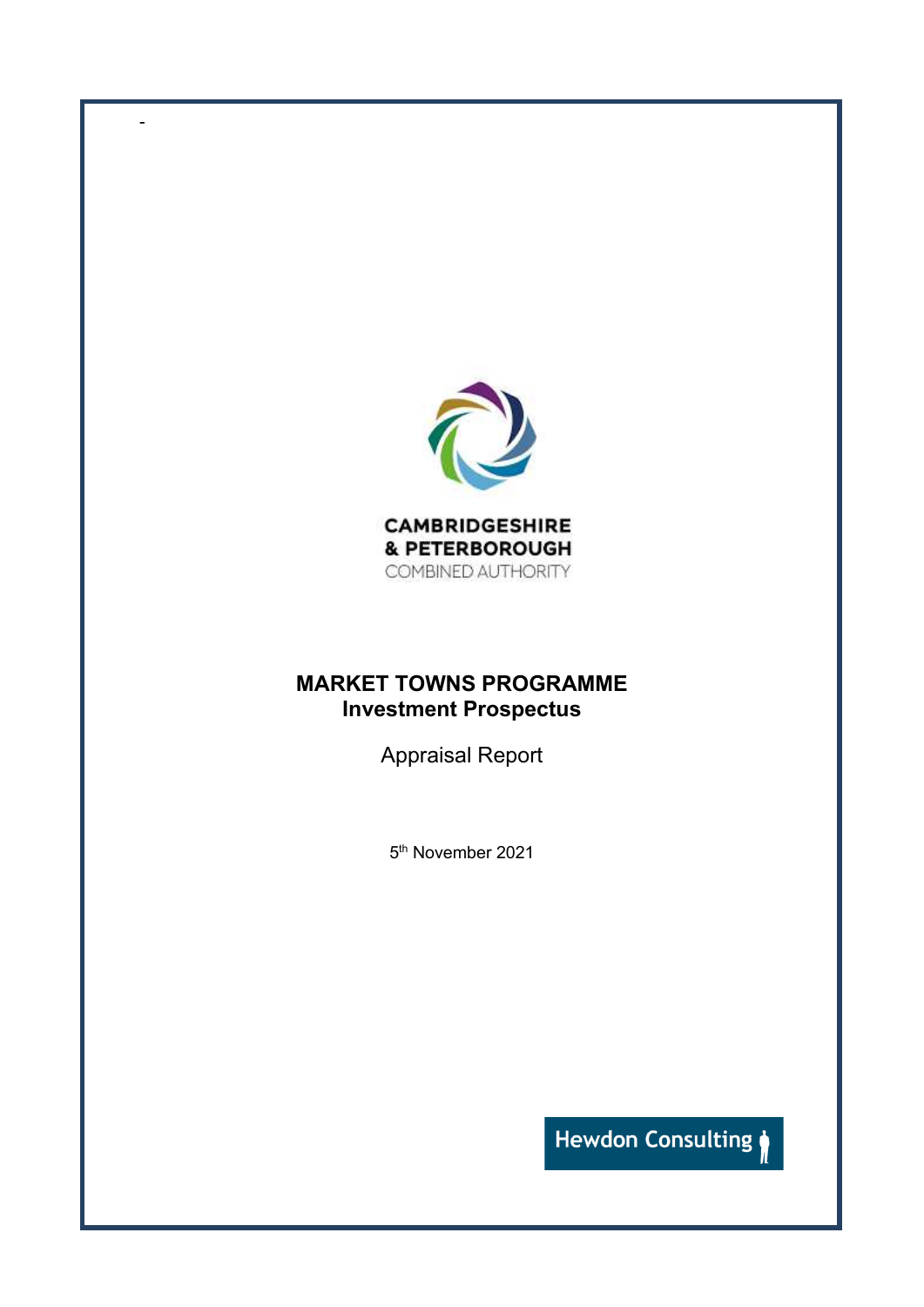-

CAMBRIDGESHIRE
& PETERBOROUGH
COMBINED AUTHORITY

# MARKET TOWNS PROGRAMME
## Investment Prospectus

Appraisal Report

5th November 2021

Hewdon Consulting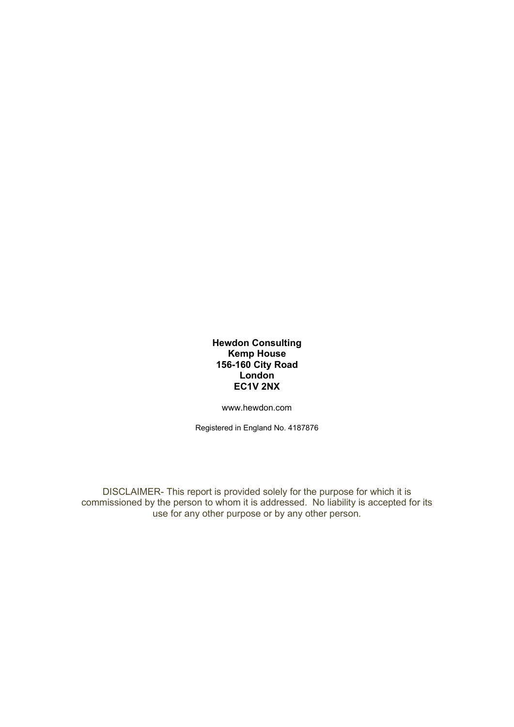**Hewdon Consulting**
**Kemp House**
**156-160 City Road**
**London**
**EC1V 2NX**

www.hewdon.com

Registered in England No. 4187876

DISCLAIMER- This report is provided solely for the purpose for which it is commissioned by the person to whom it is addressed. No liability is accepted for its use for any other purpose or by any other person.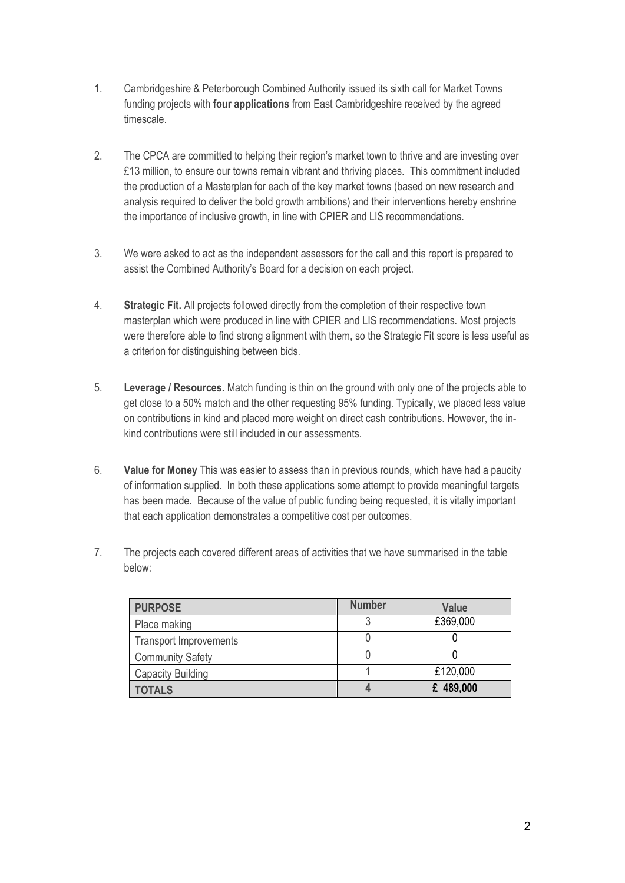1. Cambridgeshire & Peterborough Combined Authority issued its sixth call for Market Towns funding projects with **four applications** from East Cambridgeshire received by the agreed timescale.

2. The CPCA are committed to helping their region's market town to thrive and are investing over £13 million, to ensure our towns remain vibrant and thriving places. This commitment included the production of a Masterplan for each of the key market towns (based on new research and analysis required to deliver the bold growth ambitions) and their interventions hereby enshrine the importance of inclusive growth, in line with CPIER and LIS recommendations.

3. We were asked to act as the independent assessors for the call and this report is prepared to assist the Combined Authority's Board for a decision on each project.

4. **Strategic Fit.** All projects followed directly from the completion of their respective town masterplan which were produced in line with CPIER and LIS recommendations. Most projects were therefore able to find strong alignment with them, so the Strategic Fit score is less useful as a criterion for distinguishing between bids.

5. **Leverage / Resources.** Match funding is thin on the ground with only one of the projects able to get close to a 50% match and the other requesting 95% funding. Typically, we placed less value on contributions in kind and placed more weight on direct cash contributions. However, the in-kind contributions were still included in our assessments.

6. **Value for Money** This was easier to assess than in previous rounds, which have had a paucity of information supplied. In both these applications some attempt to provide meaningful targets has been made. Because of the value of public funding being requested, it is vitally important that each application demonstrates a competitive cost per outcomes.

7. The projects each covered different areas of activities that we have summarised in the table below:

| PURPOSE | Number | Value |
|---|---|---|
| Place making | 3 | £369,000 |
| Transport Improvements | 0 | 0 |
| Community Safety | 0 | 0 |
| Capacity Building | 1 | £120,000 |
| **TOTALS** | **4** | **£ 489,000** |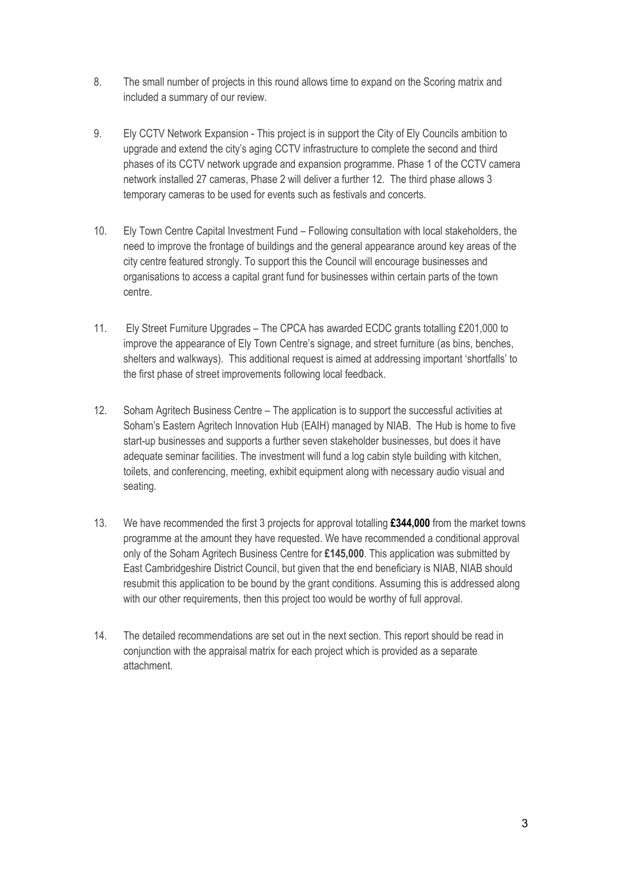8. The small number of projects in this round allows time to expand on the Scoring matrix and included a summary of our review.

9. Ely CCTV Network Expansion - This project is in support the City of Ely Councils ambition to upgrade and extend the city's aging CCTV infrastructure to complete the second and third phases of its CCTV network upgrade and expansion programme. Phase 1 of the CCTV camera network installed 27 cameras, Phase 2 will deliver a further 12. The third phase allows 3 temporary cameras to be used for events such as festivals and concerts.

10. Ely Town Centre Capital Investment Fund – Following consultation with local stakeholders, the need to improve the frontage of buildings and the general appearance around key areas of the city centre featured strongly. To support this the Council will encourage businesses and organisations to access a capital grant fund for businesses within certain parts of the town centre.

11. Ely Street Furniture Upgrades – The CPCA has awarded ECDC grants totalling £201,000 to improve the appearance of Ely Town Centre's signage, and street furniture (as bins, benches, shelters and walkways). This additional request is aimed at addressing important 'shortfalls' to the first phase of street improvements following local feedback.

12. Soham Agritech Business Centre – The application is to support the successful activities at Soham's Eastern Agritech Innovation Hub (EAIH) managed by NIAB. The Hub is home to five start-up businesses and supports a further seven stakeholder businesses, but does it have adequate seminar facilities. The investment will fund a log cabin style building with kitchen, toilets, and conferencing, meeting, exhibit equipment along with necessary audio visual and seating.

13. We have recommended the first 3 projects for approval totalling **£344,000** from the market towns programme at the amount they have requested. We have recommended a conditional approval only of the Soham Agritech Business Centre for **£145,000**. This application was submitted by East Cambridgeshire District Council, but given that the end beneficiary is NIAB, NIAB should resubmit this application to be bound by the grant conditions. Assuming this is addressed along with our other requirements, then this project too would be worthy of full approval.

14. The detailed recommendations are set out in the next section. This report should be read in conjunction with the appraisal matrix for each project which is provided as a separate attachment.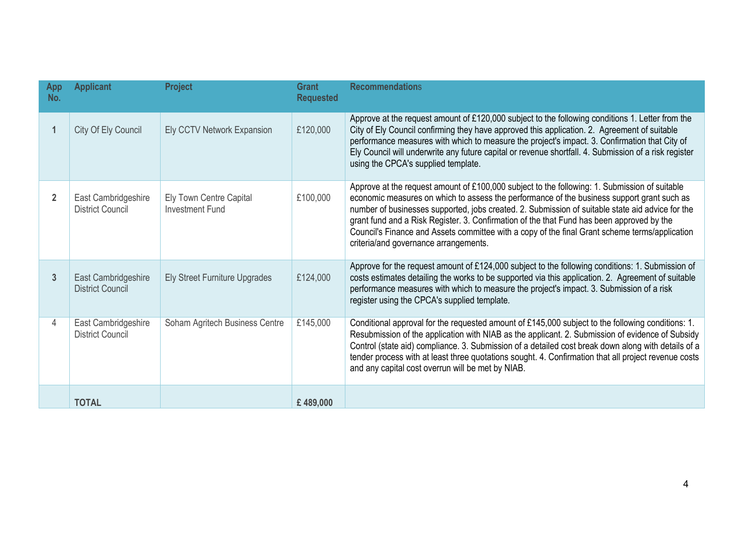| App No. | Applicant | Project | Grant Requested | Recommendations |
|---|---|---|---|---|
| 1 | City Of Ely Council | Ely CCTV Network Expansion | £120,000 | Approve at the request amount of £120,000 subject to the following conditions 1. Letter from the City of Ely Council confirming they have approved this application. 2. Agreement of suitable performance measures with which to measure the project's impact. 3. Confirmation that City of Ely Council will underwrite any future capital or revenue shortfall. 4. Submission of a risk register using the CPCA's supplied template. |
| 2 | East Cambridgeshire District Council | Ely Town Centre Capital Investment Fund | £100,000 | Approve at the request amount of £100,000 subject to the following: 1. Submission of suitable economic measures on which to assess the performance of the business support grant such as number of businesses supported, jobs created. 2. Submission of suitable state aid advice for the grant fund and a Risk Register. 3. Confirmation of the that Fund has been approved by the Council's Finance and Assets committee with a copy of the final Grant scheme terms/application criteria/and governance arrangements. |
| 3 | East Cambridgeshire District Council | Ely Street Furniture Upgrades | £124,000 | Approve for the request amount of £124,000 subject to the following conditions: 1. Submission of costs estimates detailing the works to be supported via this application. 2. Agreement of suitable performance measures with which to measure the project's impact. 3. Submission of a risk register using the CPCA's supplied template. |
| 4 | East Cambridgeshire District Council | Soham Agritech Business Centre | £145,000 | Conditional approval for the requested amount of £145,000 subject to the following conditions: 1. Resubmission of the application with NIAB as the applicant. 2. Submission of evidence of Subsidy Control (state aid) compliance. 3. Submission of a detailed cost break down along with details of a tender process with at least three quotations sought. 4. Confirmation that all project revenue costs and any capital cost overrun will be met by NIAB. |
| | **TOTAL** | | **£ 489,000** | |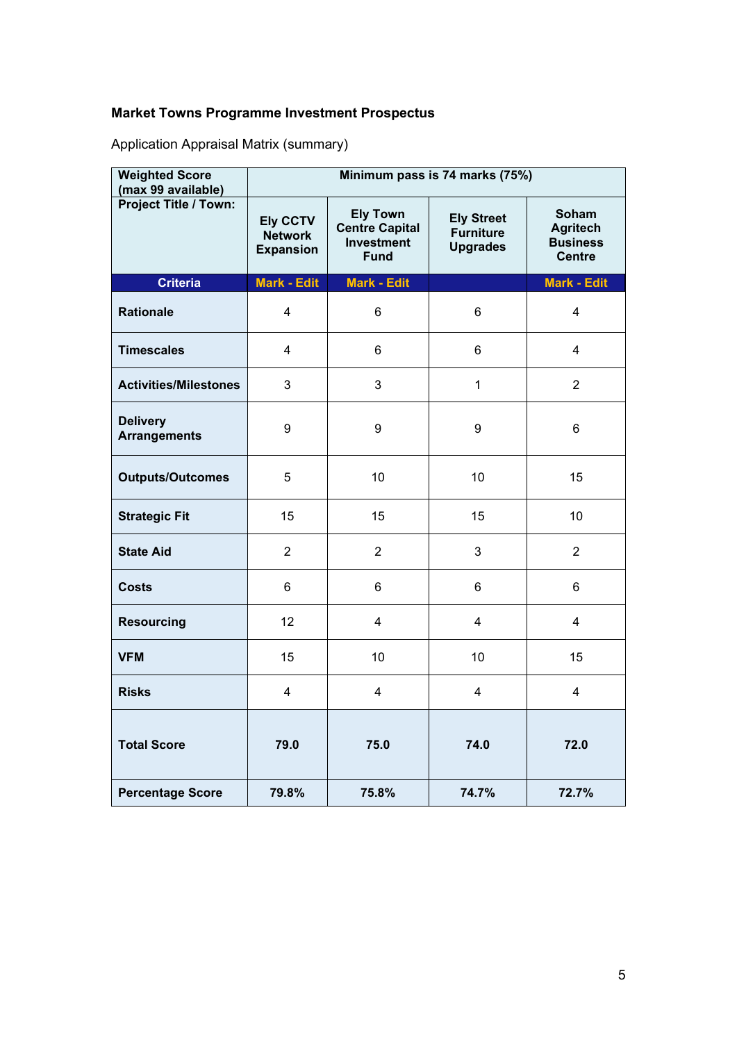**Market Towns Programme Investment Prospectus**

Application Appraisal Matrix (summary)

| Weighted Score (max 99 available) | Minimum pass is 74 marks (75%) | | | |
|---|---|---|---|---|
| **Project Title / Town:** | **Ely CCTV Network Expansion** | **Ely Town Centre Capital Investment Fund** | **Ely Street Furniture Upgrades** | **Soham Agritech Business Centre** |
| **Criteria** | **Mark - Edit** | **Mark - Edit** | | **Mark - Edit** |
| **Rationale** | 4 | 6 | 6 | 4 |
| **Timescales** | 4 | 6 | 6 | 4 |
| **Activities/Milestones** | 3 | 3 | 1 | 2 |
| **Delivery Arrangements** | 9 | 9 | 9 | 6 |
| **Outputs/Outcomes** | 5 | 10 | 10 | 15 |
| **Strategic Fit** | 15 | 15 | 15 | 10 |
| **State Aid** | 2 | 2 | 3 | 2 |
| **Costs** | 6 | 6 | 6 | 6 |
| **Resourcing** | 12 | 4 | 4 | 4 |
| **VFM** | 15 | 10 | 10 | 15 |
| **Risks** | 4 | 4 | 4 | 4 |
| **Total Score** | **79.0** | **75.0** | **74.0** | **72.0** |
| **Percentage Score** | **79.8%** | **75.8%** | **74.7%** | **72.7%** |